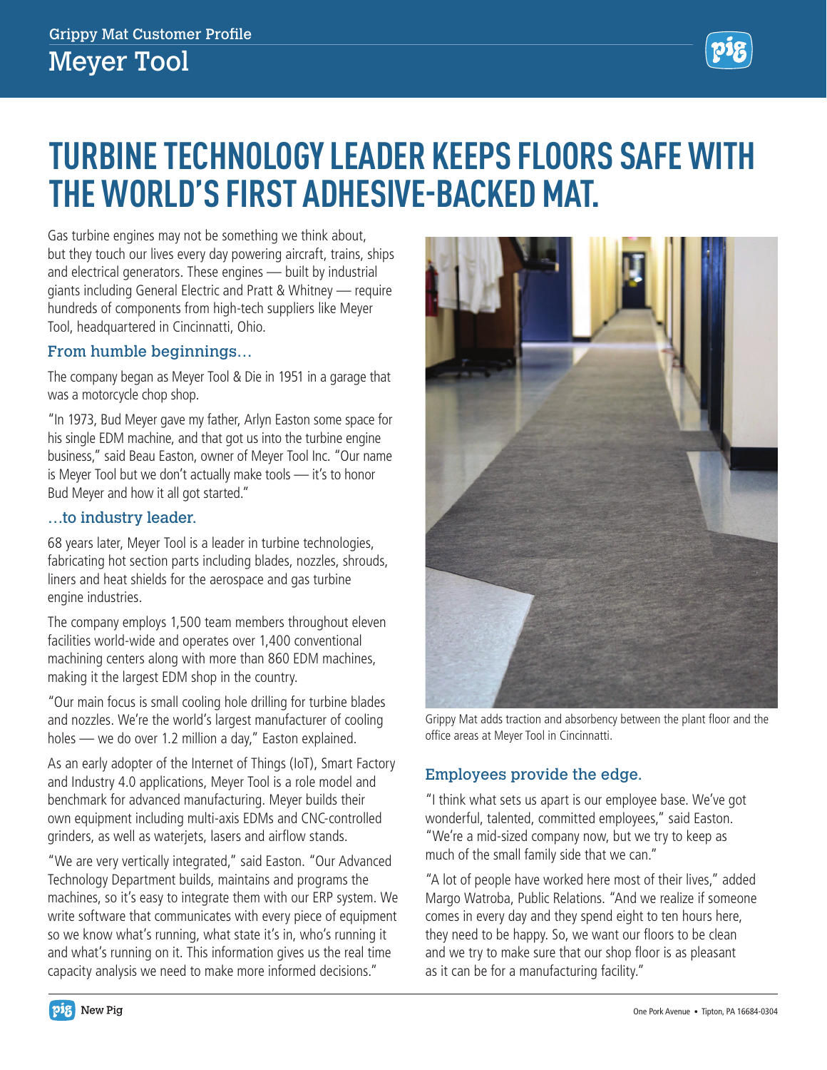Grippy Mat Customer Profile

# Meyer Tool

## TURBINE TECHNOLOGY LEADER KEEPS FLOORS SAFE WITH THE WORLD'S FIRST ADHESIVE-BACKED MAT.

Gas turbine engines may not be something we think about, but they touch our lives every day powering aircraft, trains, ships and electrical generators. These engines — built by industrial giants including General Electric and Pratt & Whitney — require hundreds of components from high-tech suppliers like Meyer Tool, headquartered in Cincinnati, Ohio.

### From humble beginnings…

The company began as Meyer Tool & Die in 1951 in a garage that was a motorcycle chop shop.

"In 1973, Bud Meyer gave my father, Arlyn Easton some space for his single EDM machine, and that got us into the turbine engine business," said Beau Easton, owner of Meyer Tool Inc. "Our name is Meyer Tool but we don't actually make tools — it's to honor Bud Meyer and how it all got started."

### …to industry leader.

68 years later, Meyer Tool is a leader in turbine technologies, fabricating hot section parts including blades, nozzles, shrouds, liners and heat shields for the aerospace and gas turbine engine industries.

The company employs 1,500 team members throughout eleven facilities world-wide and operates over 1,400 conventional machining centers along with more than 860 EDM machines, making it the largest EDM shop in the country.

"Our main focus is small cooling hole drilling for turbine blades and nozzles. We're the world's largest manufacturer of cooling holes — we do over 1.2 million a day," Easton explained.

As an early adopter of the Internet of Things (IoT), Smart Factory and Industry 4.0 applications, Meyer Tool is a role model and benchmark for advanced manufacturing. Meyer builds their own equipment including multi-axis EDMs and CNC-controlled grinders, as well as waterjets, lasers and airflow stands.

"We are very vertically integrated," said Easton. "Our Advanced Technology Department builds, maintains and programs the machines, so it's easy to integrate them with our ERP system. We write software that communicates with every piece of equipment so we know what's running, what state it's in, who's running it and what's running on it. This information gives us the real time capacity analysis we need to make more informed decisions."

Grippy Mat adds traction and absorbency between the plant floor and the office areas at Meyer Tool in Cincinnatti.

### Employees provide the edge.

"I think what sets us apart is our employee base. We've got wonderful, talented, committed employees," said Easton. "We're a mid-sized company now, but we try to keep as much of the small family side that we can."

"A lot of people have worked here most of their lives," added Margo Watroba, Public Relations. "And we realize if someone comes in every day and they spend eight to ten hours here, they need to be happy. So, we want our floors to be clean and we try to make sure that our shop floor is as pleasant as it can be for a manufacturing facility."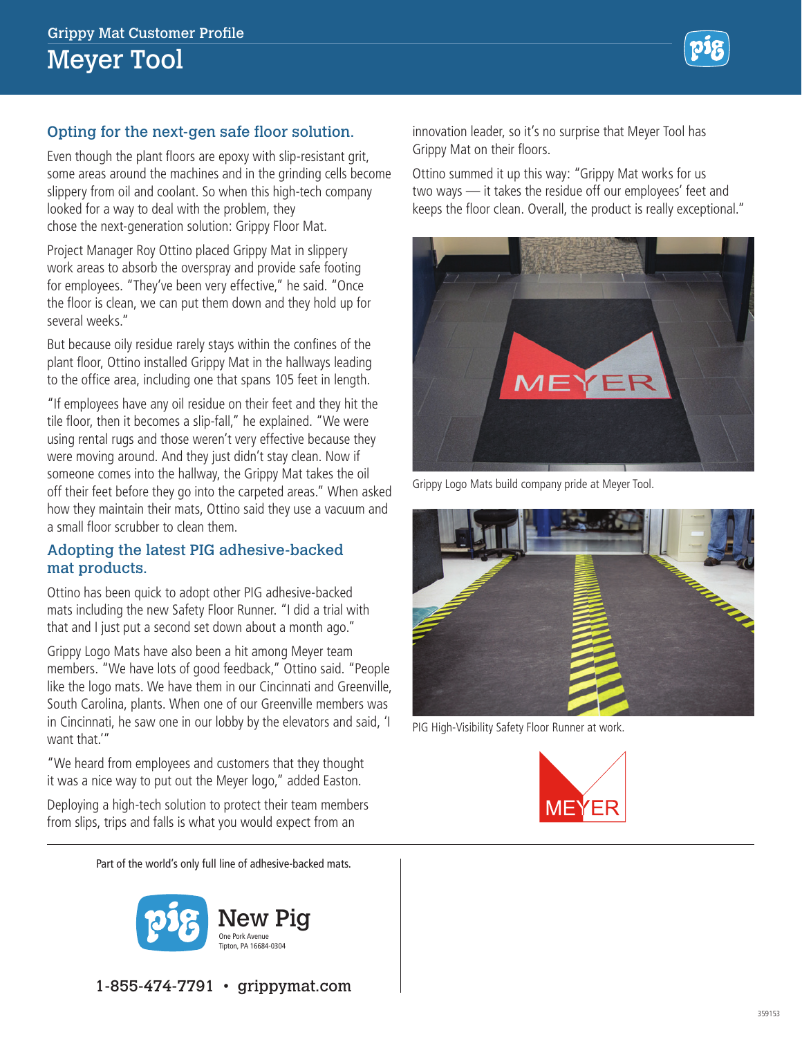Grippy Mat Customer Profile

# Meyer Tool

## Opting for the next-gen safe floor solution.

Even though the plant floors are epoxy with slip-resistant grit, some areas around the machines and in the grinding cells become slippery from oil and coolant. So when this high-tech company looked for a way to deal with the problem, they chose the next-generation solution: Grippy Floor Mat.

Project Manager Roy Ottino placed Grippy Mat in slippery work areas to absorb the overspray and provide safe footing for employees. "They've been very effective," he said. "Once the floor is clean, we can put them down and they hold up for several weeks."

But because oily residue rarely stays within the confines of the plant floor, Ottino installed Grippy Mat in the hallways leading to the office area, including one that spans 105 feet in length.

"If employees have any oil residue on their feet and they hit the tile floor, then it becomes a slip-fall," he explained. "We were using rental rugs and those weren't very effective because they were moving around. And they just didn't stay clean. Now if someone comes into the hallway, the Grippy Mat takes the oil off their feet before they go into the carpeted areas." When asked how they maintain their mats, Ottino said they use a vacuum and a small floor scrubber to clean them.

## Adopting the latest PIG adhesive-backed mat products.

Ottino has been quick to adopt other PIG adhesive-backed mats including the new Safety Floor Runner. "I did a trial with that and I just put a second set down about a month ago."

Grippy Logo Mats have also been a hit among Meyer team members. "We have lots of good feedback," Ottino said. "People like the logo mats. We have them in our Cincinnati and Greenville, South Carolina, plants. When one of our Greenville members was in Cincinnati, he saw one in our lobby by the elevators and said, 'I want that.'"

"We heard from employees and customers that they thought it was a nice way to put out the Meyer logo," added Easton.

Deploying a high-tech solution to protect their team members from slips, trips and falls is what you would expect from an innovation leader, so it's no surprise that Meyer Tool has Grippy Mat on their floors.

Ottino summed it up this way: "Grippy Mat works for us two ways — it takes the residue off our employees' feet and keeps the floor clean. Overall, the product is really exceptional."

Grippy Logo Mats build company pride at Meyer Tool.

PIG High-Visibility Safety Floor Runner at work.

Part of the world's only full line of adhesive-backed mats.

New Pig
One Pork Avenue
Tipton, PA 16684-0304

1-855-474-7791 • grippymat.com

359153